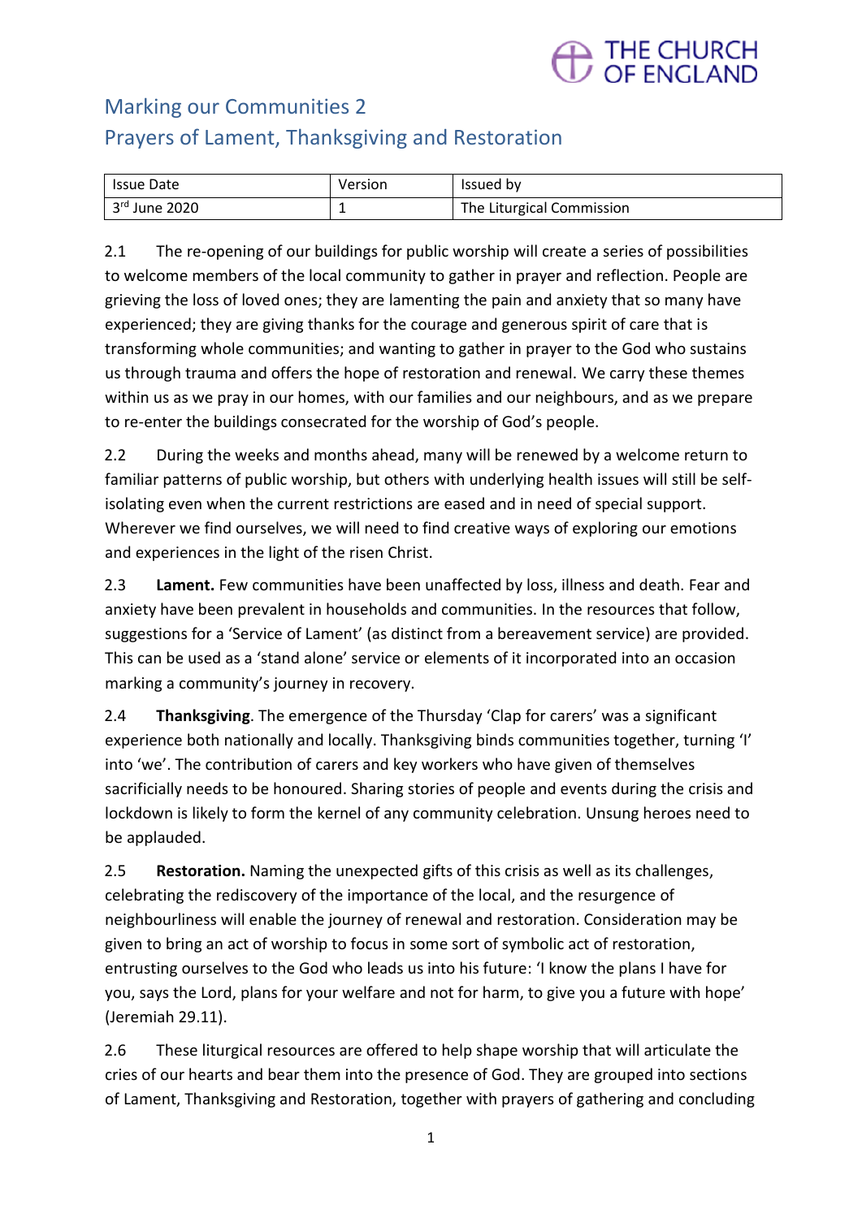THE CHURCH OF ENGLAND

# Marking our Communities 2
# Prayers of Lament, Thanksgiving and Restoration

| Issue Date | Version | Issued by |
|---|---|---|
| 3rd June 2020 | 1 | The Liturgical Commission |

2.1 The re-opening of our buildings for public worship will create a series of possibilities to welcome members of the local community to gather in prayer and reflection. People are grieving the loss of loved ones; they are lamenting the pain and anxiety that so many have experienced; they are giving thanks for the courage and generous spirit of care that is transforming whole communities; and wanting to gather in prayer to the God who sustains us through trauma and offers the hope of restoration and renewal. We carry these themes within us as we pray in our homes, with our families and our neighbours, and as we prepare to re-enter the buildings consecrated for the worship of God's people.

2.2 During the weeks and months ahead, many will be renewed by a welcome return to familiar patterns of public worship, but others with underlying health issues will still be self-isolating even when the current restrictions are eased and in need of special support. Wherever we find ourselves, we will need to find creative ways of exploring our emotions and experiences in the light of the risen Christ.

2.3 **Lament.** Few communities have been unaffected by loss, illness and death. Fear and anxiety have been prevalent in households and communities. In the resources that follow, suggestions for a 'Service of Lament' (as distinct from a bereavement service) are provided. This can be used as a 'stand alone' service or elements of it incorporated into an occasion marking a community's journey in recovery.

2.4 **Thanksgiving**. The emergence of the Thursday 'Clap for carers' was a significant experience both nationally and locally. Thanksgiving binds communities together, turning 'I' into 'we'. The contribution of carers and key workers who have given of themselves sacrificially needs to be honoured. Sharing stories of people and events during the crisis and lockdown is likely to form the kernel of any community celebration. Unsung heroes need to be applauded.

2.5 **Restoration.** Naming the unexpected gifts of this crisis as well as its challenges, celebrating the rediscovery of the importance of the local, and the resurgence of neighbourliness will enable the journey of renewal and restoration. Consideration may be given to bring an act of worship to focus in some sort of symbolic act of restoration, entrusting ourselves to the God who leads us into his future: 'I know the plans I have for you, says the Lord, plans for your welfare and not for harm, to give you a future with hope' (Jeremiah 29.11).

2.6 These liturgical resources are offered to help shape worship that will articulate the cries of our hearts and bear them into the presence of God. They are grouped into sections of Lament, Thanksgiving and Restoration, together with prayers of gathering and concluding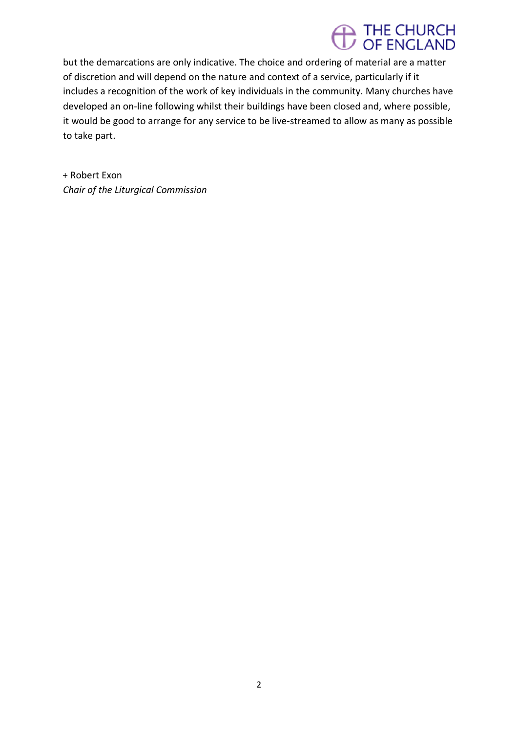but the demarcations are only indicative. The choice and ordering of material are a matter of discretion and will depend on the nature and context of a service, particularly if it includes a recognition of the work of key individuals in the community. Many churches have developed an on-line following whilst their buildings have been closed and, where possible, it would be good to arrange for any service to be live-streamed to allow as many as possible to take part.

+ Robert Exon  
*Chair of the Liturgical Commission*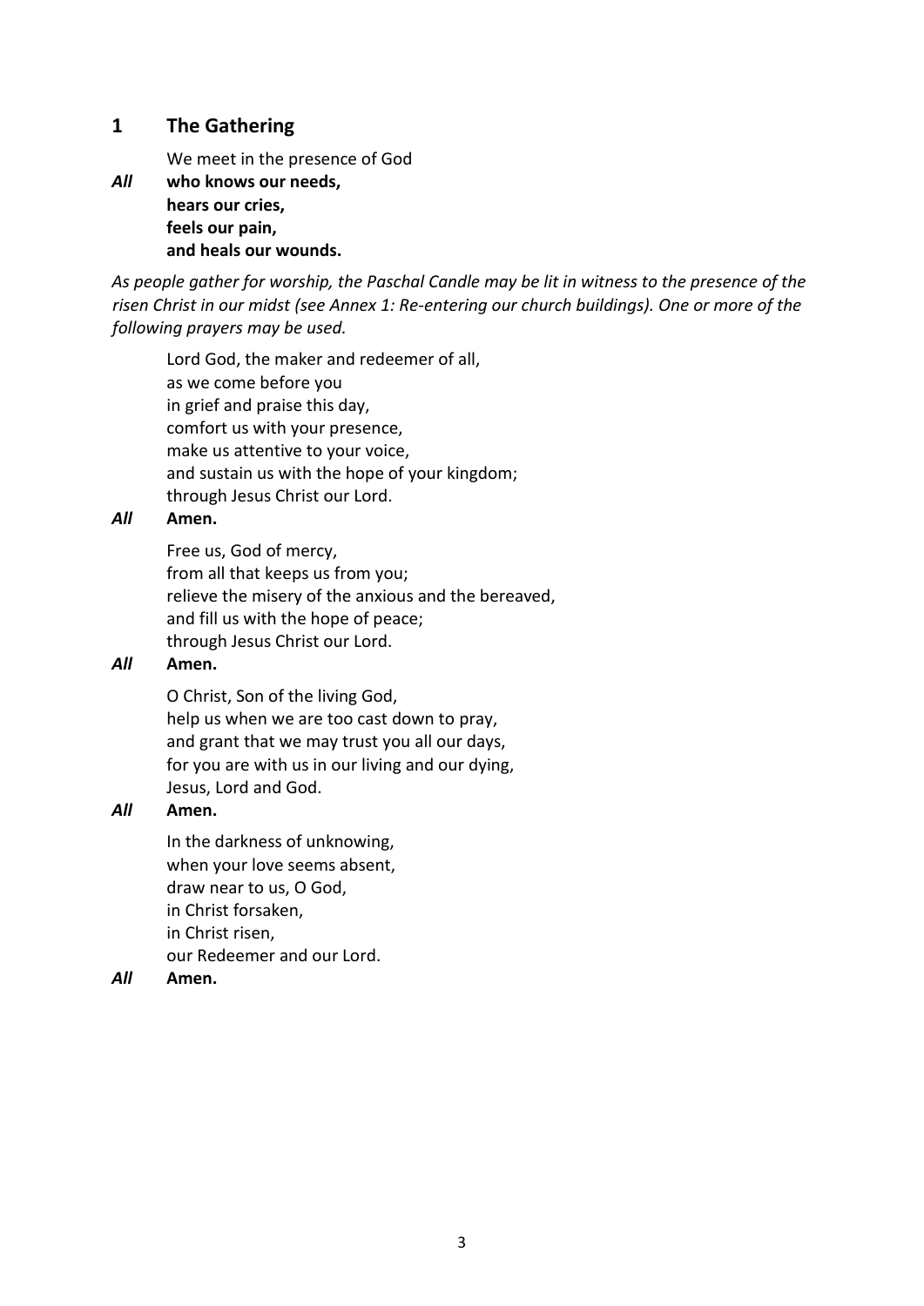## 1 The Gathering

We meet in the presence of God

***All*** **who knows our needs,**
**hears our cries,**
**feels our pain,**
**and heals our wounds.**

*As people gather for worship, the Paschal Candle may be lit in witness to the presence of the risen Christ in our midst (see Annex 1: Re-entering our church buildings). One or more of the following prayers may be used.*

Lord God, the maker and redeemer of all,
as we come before you
in grief and praise this day,
comfort us with your presence,
make us attentive to your voice,
and sustain us with the hope of your kingdom;
through Jesus Christ our Lord.

***All*** **Amen.**

Free us, God of mercy,
from all that keeps us from you;
relieve the misery of the anxious and the bereaved,
and fill us with the hope of peace;
through Jesus Christ our Lord.

***All*** **Amen.**

O Christ, Son of the living God,
help us when we are too cast down to pray,
and grant that we may trust you all our days,
for you are with us in our living and our dying,
Jesus, Lord and God.

***All*** **Amen.**

In the darkness of unknowing,
when your love seems absent,
draw near to us, O God,
in Christ forsaken,
in Christ risen,
our Redeemer and our Lord.

***All*** **Amen.**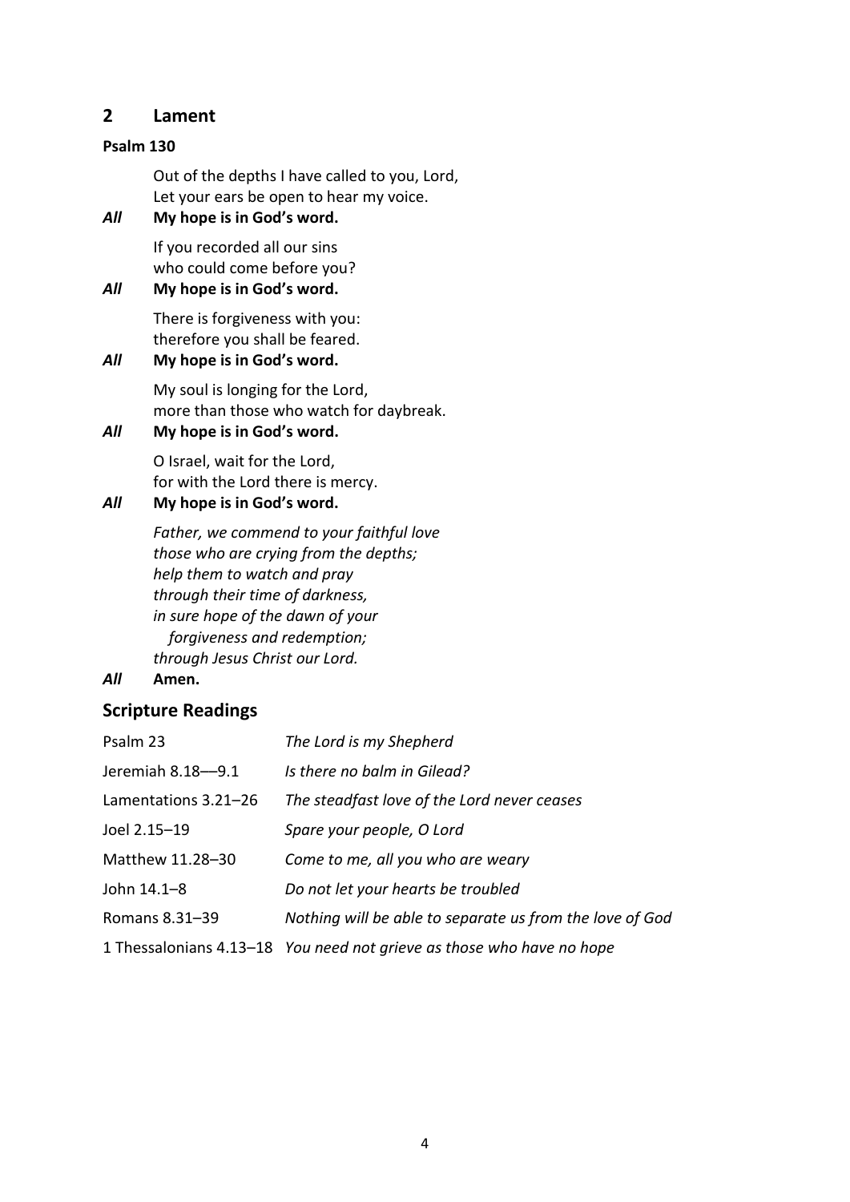## 2 Lament

**Psalm 130**

Out of the depths I have called to you, Lord,
Let your ears be open to hear my voice.

***All*** **My hope is in God's word.**

If you recorded all our sins
who could come before you?

***All*** **My hope is in God's word.**

There is forgiveness with you:
therefore you shall be feared.

***All*** **My hope is in God's word.**

My soul is longing for the Lord,
more than those who watch for daybreak.

***All*** **My hope is in God's word.**

O Israel, wait for the Lord,
for with the Lord there is mercy.

***All*** **My hope is in God's word.**

*Father, we commend to your faithful love*
*those who are crying from the depths;*
*help them to watch and pray*
*through their time of darkness,*
*in sure hope of the dawn of your*
*forgiveness and redemption;*
*through Jesus Christ our Lord.*

***All*** **Amen.**

## Scripture Readings

| | |
|---|---|
| Psalm 23 | *The Lord is my Shepherd* |
| Jeremiah 8.18––9.1 | *Is there no balm in Gilead?* |
| Lamentations 3.21–26 | *The steadfast love of the Lord never ceases* |
| Joel 2.15–19 | *Spare your people, O Lord* |
| Matthew 11.28–30 | *Come to me, all you who are weary* |
| John 14.1–8 | *Do not let your hearts be troubled* |
| Romans 8.31–39 | *Nothing will be able to separate us from the love of God* |
| 1 Thessalonians 4.13–18 | *You need not grieve as those who have no hope* |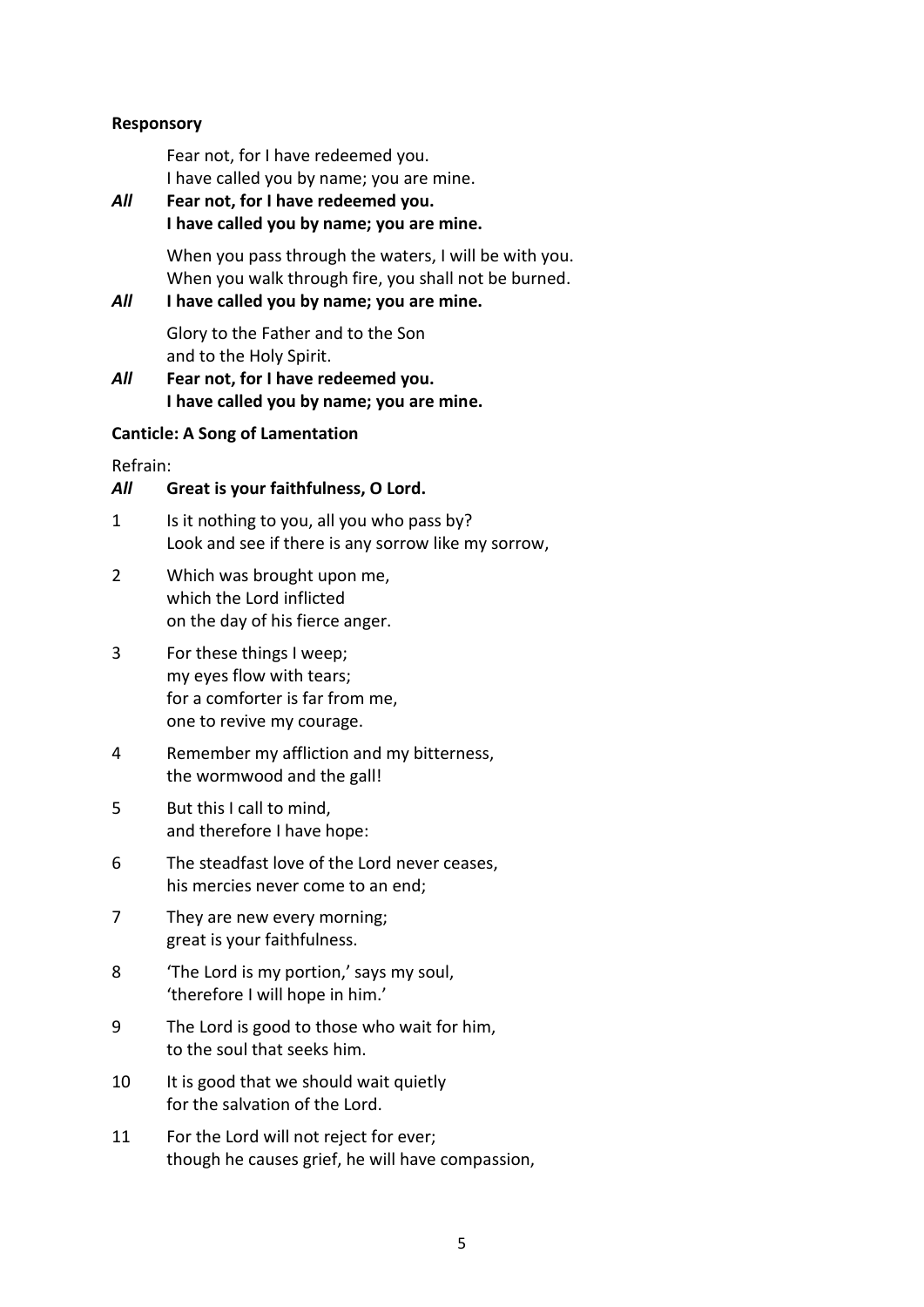**Responsory**

Fear not, for I have redeemed you.
I have called you by name; you are mine.

***All*** **Fear not, for I have redeemed you.**
**I have called you by name; you are mine.**

When you pass through the waters, I will be with you.
When you walk through fire, you shall not be burned.

***All*** **I have called you by name; you are mine.**

Glory to the Father and to the Son
and to the Holy Spirit.

***All*** **Fear not, for I have redeemed you.**
**I have called you by name; you are mine.**

**Canticle: A Song of Lamentation**

Refrain:

***All*** **Great is your faithfulness, O Lord.**

1 Is it nothing to you, all you who pass by?
Look and see if there is any sorrow like my sorrow,

2 Which was brought upon me,
which the Lord inflicted
on the day of his fierce anger.

3 For these things I weep;
my eyes flow with tears;
for a comforter is far from me,
one to revive my courage.

4 Remember my affliction and my bitterness,
the wormwood and the gall!

5 But this I call to mind,
and therefore I have hope:

6 The steadfast love of the Lord never ceases,
his mercies never come to an end;

7 They are new every morning;
great is your faithfulness.

8 'The Lord is my portion,' says my soul,
'therefore I will hope in him.'

9 The Lord is good to those who wait for him,
to the soul that seeks him.

10 It is good that we should wait quietly
for the salvation of the Lord.

11 For the Lord will not reject for ever;
though he causes grief, he will have compassion,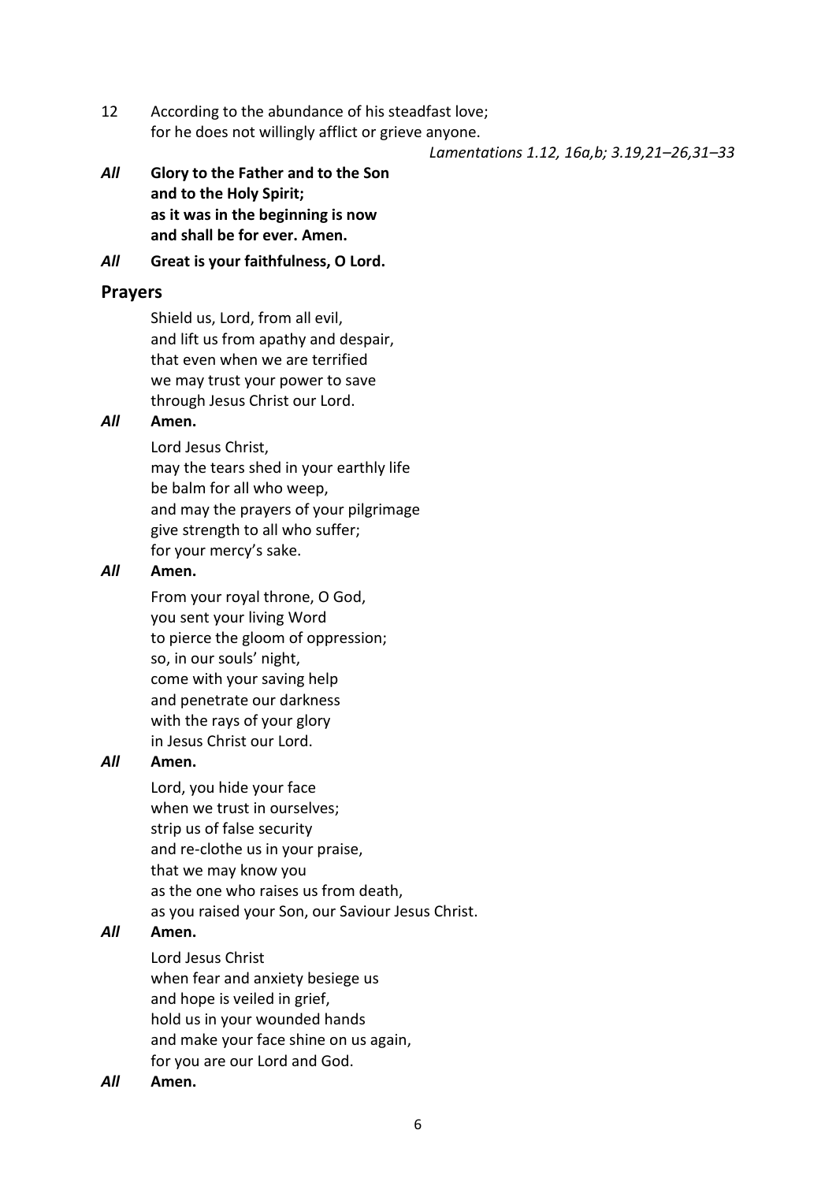12 According to the abundance of his steadfast love;
for he does not willingly afflict or grieve anyone.

*Lamentations 1.12, 16a,b; 3.19,21–26,31–33*

***All*** **Glory to the Father and to the Son**
**and to the Holy Spirit;**
**as it was in the beginning is now**
**and shall be for ever. Amen.**

***All*** **Great is your faithfulness, O Lord.**

## Prayers

Shield us, Lord, from all evil,
and lift us from apathy and despair,
that even when we are terrified
we may trust your power to save
through Jesus Christ our Lord.

***All*** **Amen.**

Lord Jesus Christ,
may the tears shed in your earthly life
be balm for all who weep,
and may the prayers of your pilgrimage
give strength to all who suffer;
for your mercy's sake.

***All*** **Amen.**

From your royal throne, O God,
you sent your living Word
to pierce the gloom of oppression;
so, in our souls' night,
come with your saving help
and penetrate our darkness
with the rays of your glory
in Jesus Christ our Lord.

***All*** **Amen.**

Lord, you hide your face
when we trust in ourselves;
strip us of false security
and re-clothe us in your praise,
that we may know you
as the one who raises us from death,
as you raised your Son, our Saviour Jesus Christ.

***All*** **Amen.**

Lord Jesus Christ
when fear and anxiety besiege us
and hope is veiled in grief,
hold us in your wounded hands
and make your face shine on us again,
for you are our Lord and God.

***All*** **Amen.**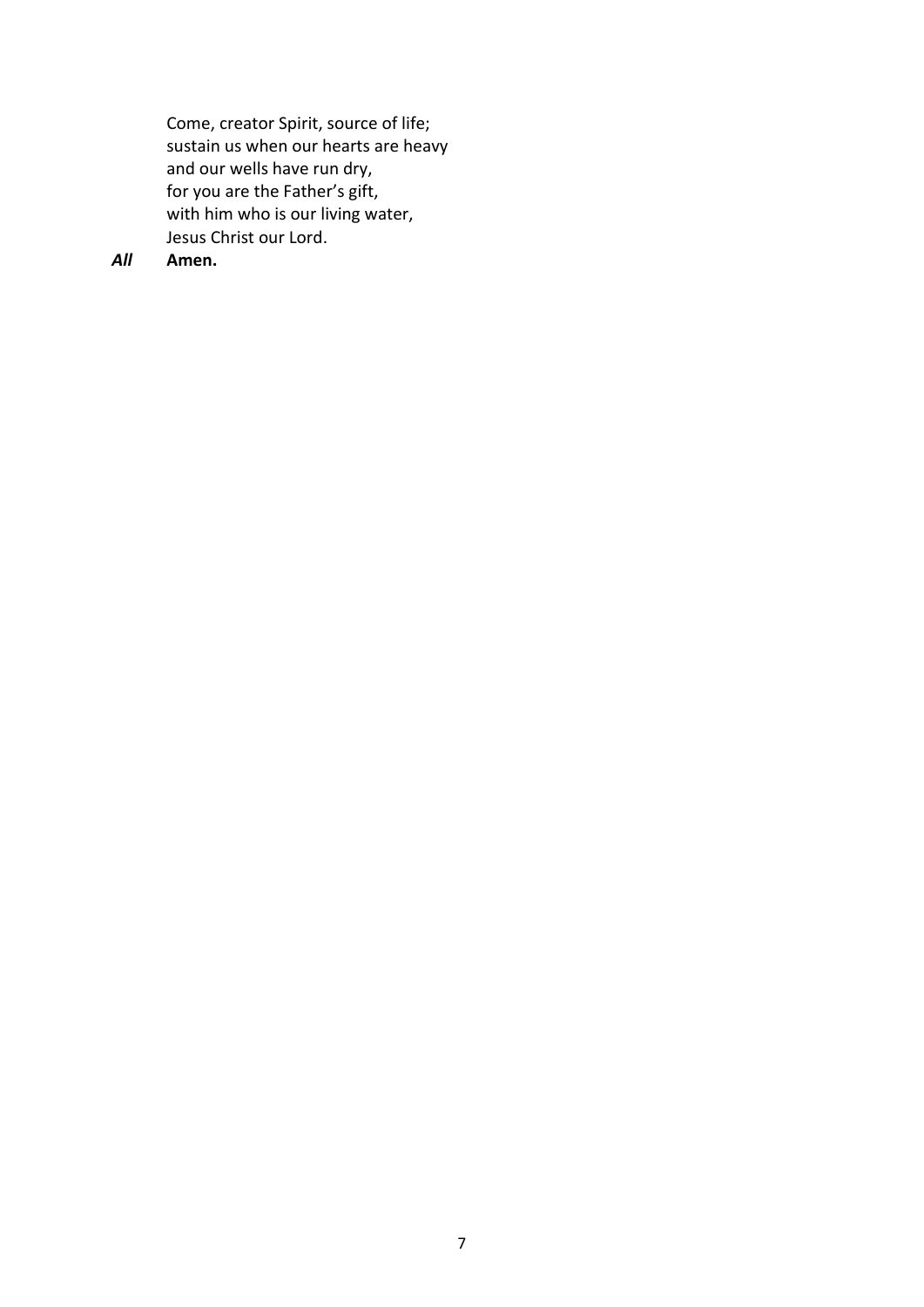Come, creator Spirit, source of life;
sustain us when our hearts are heavy
and our wells have run dry,
for you are the Father's gift,
with him who is our living water,
Jesus Christ our Lord.

***All*** **Amen.**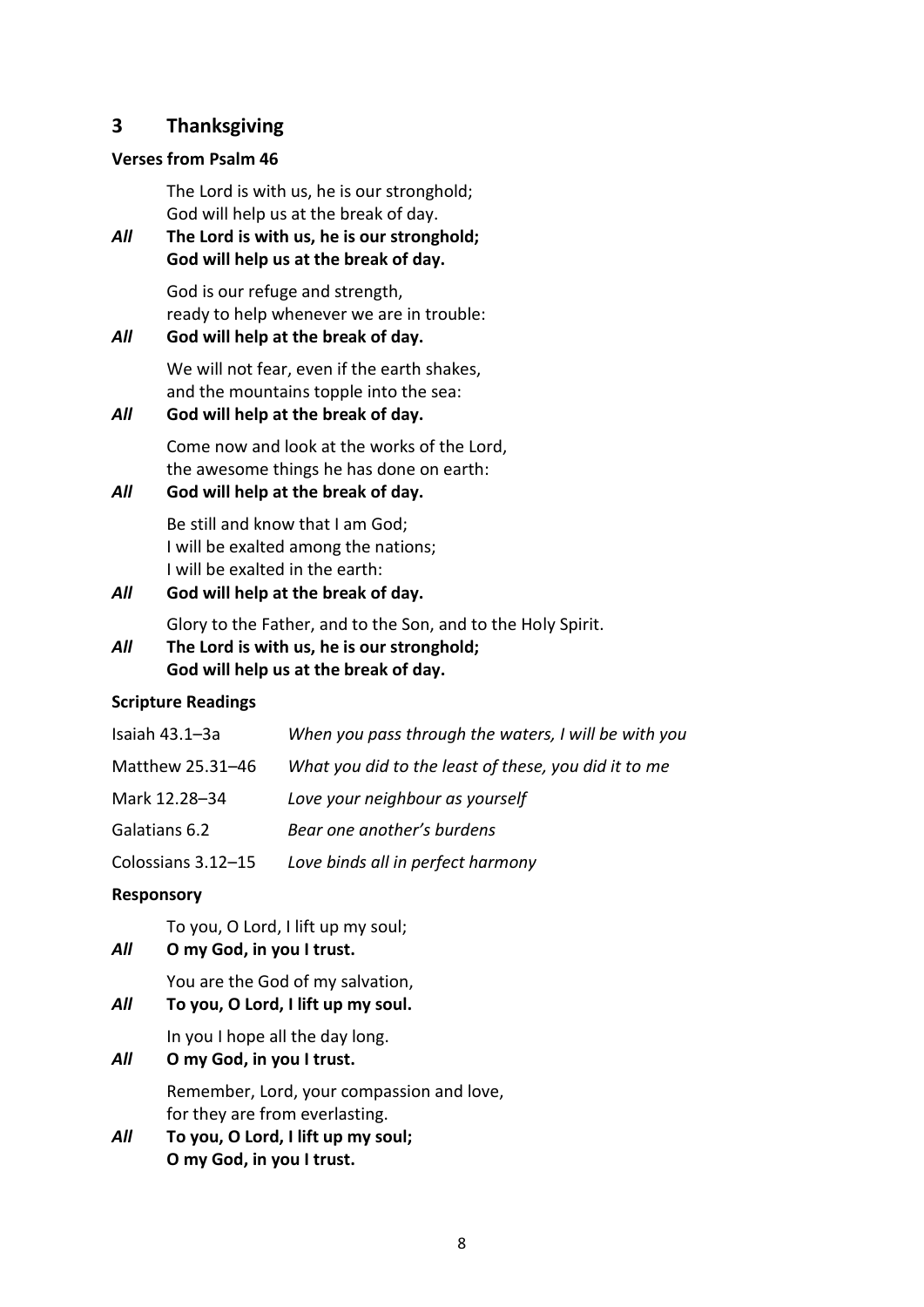## 3 Thanksgiving

**Verses from Psalm 46**

The Lord is with us, he is our stronghold;
God will help us at the break of day.

***All*** **The Lord is with us, he is our stronghold;**
**God will help us at the break of day.**

God is our refuge and strength,
ready to help whenever we are in trouble:

***All*** **God will help at the break of day.**

We will not fear, even if the earth shakes,
and the mountains topple into the sea:

***All*** **God will help at the break of day.**

Come now and look at the works of the Lord,
the awesome things he has done on earth:

***All*** **God will help at the break of day.**

Be still and know that I am God;
I will be exalted among the nations;
I will be exalted in the earth:

***All*** **God will help at the break of day.**

Glory to the Father, and to the Son, and to the Holy Spirit.

***All*** **The Lord is with us, he is our stronghold;**
**God will help us at the break of day.**

**Scripture Readings**

| | |
|---|---|
| Isaiah 43.1–3a | *When you pass through the waters, I will be with you* |
| Matthew 25.31–46 | *What you did to the least of these, you did it to me* |
| Mark 12.28–34 | *Love your neighbour as yourself* |
| Galatians 6.2 | *Bear one another's burdens* |
| Colossians 3.12–15 | *Love binds all in perfect harmony* |

**Responsory**

To you, O Lord, I lift up my soul;

***All*** **O my God, in you I trust.**

You are the God of my salvation,

***All*** **To you, O Lord, I lift up my soul.**

In you I hope all the day long.

***All*** **O my God, in you I trust.**

Remember, Lord, your compassion and love,
for they are from everlasting.

***All*** **To you, O Lord, I lift up my soul;**
**O my God, in you I trust.**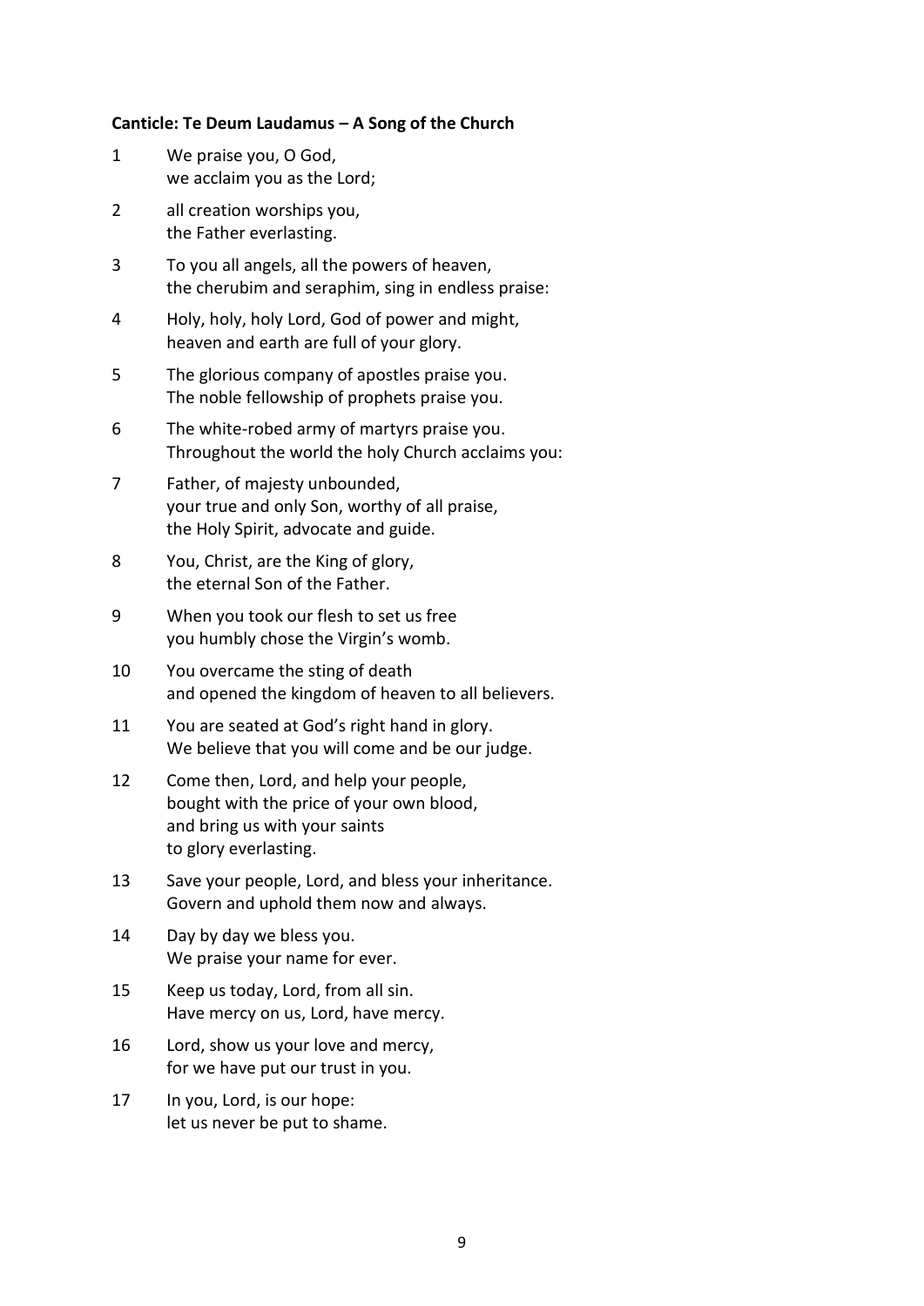**Canticle: Te Deum Laudamus – A Song of the Church**

1 We praise you, O God,
we acclaim you as the Lord;

2 all creation worships you,
the Father everlasting.

3 To you all angels, all the powers of heaven,
the cherubim and seraphim, sing in endless praise:

4 Holy, holy, holy Lord, God of power and might,
heaven and earth are full of your glory.

5 The glorious company of apostles praise you.
The noble fellowship of prophets praise you.

6 The white-robed army of martyrs praise you.
Throughout the world the holy Church acclaims you:

7 Father, of majesty unbounded,
your true and only Son, worthy of all praise,
the Holy Spirit, advocate and guide.

8 You, Christ, are the King of glory,
the eternal Son of the Father.

9 When you took our flesh to set us free
you humbly chose the Virgin's womb.

10 You overcame the sting of death
and opened the kingdom of heaven to all believers.

11 You are seated at God's right hand in glory.
We believe that you will come and be our judge.

12 Come then, Lord, and help your people,
bought with the price of your own blood,
and bring us with your saints
to glory everlasting.

13 Save your people, Lord, and bless your inheritance.
Govern and uphold them now and always.

14 Day by day we bless you.
We praise your name for ever.

15 Keep us today, Lord, from all sin.
Have mercy on us, Lord, have mercy.

16 Lord, show us your love and mercy,
for we have put our trust in you.

17 In you, Lord, is our hope:
let us never be put to shame.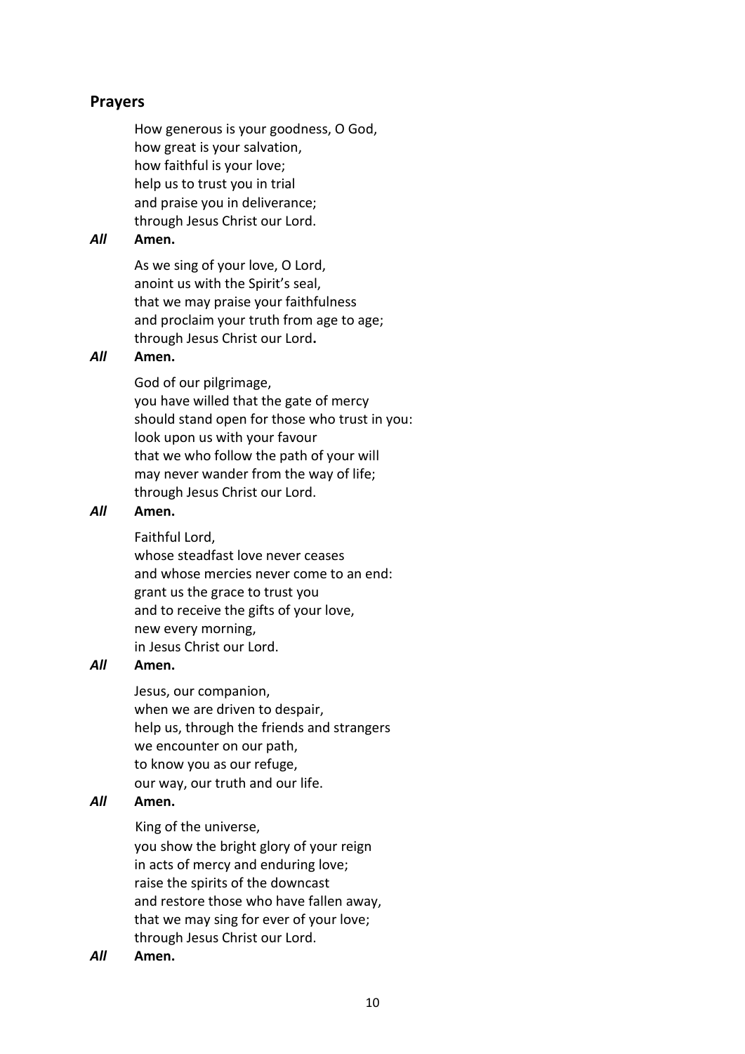## Prayers

How generous is your goodness, O God,
how great is your salvation,
how faithful is your love;
help us to trust you in trial
and praise you in deliverance;
through Jesus Christ our Lord.

***All*** **Amen.**

As we sing of your love, O Lord,
anoint us with the Spirit's seal,
that we may praise your faithfulness
and proclaim your truth from age to age;
through Jesus Christ our Lord**.**

***All*** **Amen.**

God of our pilgrimage,
you have willed that the gate of mercy
should stand open for those who trust in you:
look upon us with your favour
that we who follow the path of your will
may never wander from the way of life;
through Jesus Christ our Lord.

***All*** **Amen.**

Faithful Lord,
whose steadfast love never ceases
and whose mercies never come to an end:
grant us the grace to trust you
and to receive the gifts of your love,
new every morning,
in Jesus Christ our Lord.

***All*** **Amen.**

Jesus, our companion,
when we are driven to despair,
help us, through the friends and strangers
we encounter on our path,
to know you as our refuge,
our way, our truth and our life.

***All*** **Amen.**

King of the universe,
you show the bright glory of your reign
in acts of mercy and enduring love;
raise the spirits of the downcast
and restore those who have fallen away,
that we may sing for ever of your love;
through Jesus Christ our Lord.

***All*** **Amen.**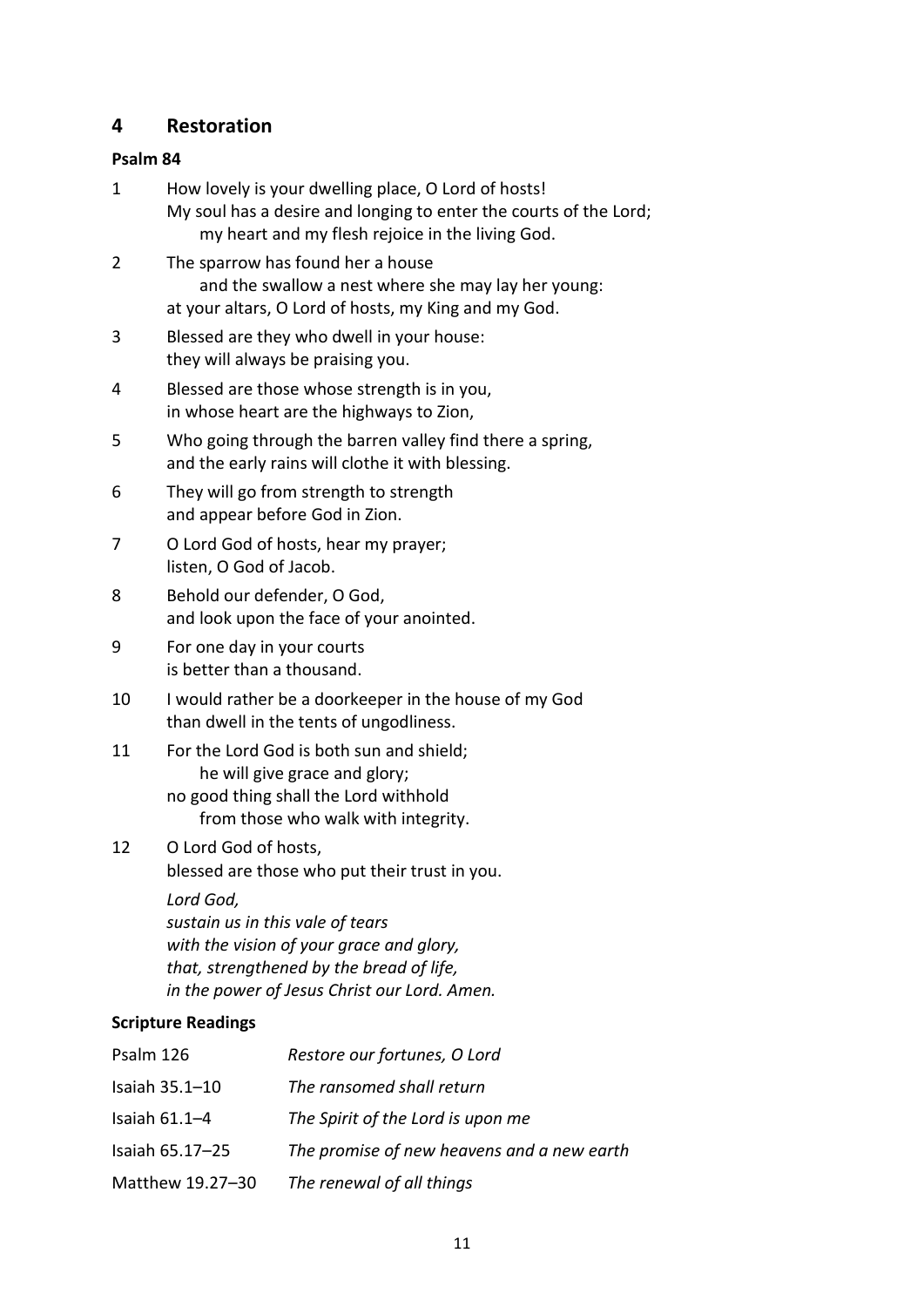## 4 Restoration

**Psalm 84**

1 How lovely is your dwelling place, O Lord of hosts!
My soul has a desire and longing to enter the courts of the Lord;
my heart and my flesh rejoice in the living God.

2 The sparrow has found her a house
and the swallow a nest where she may lay her young:
at your altars, O Lord of hosts, my King and my God.

3 Blessed are they who dwell in your house:
they will always be praising you.

4 Blessed are those whose strength is in you,
in whose heart are the highways to Zion,

5 Who going through the barren valley find there a spring,
and the early rains will clothe it with blessing.

6 They will go from strength to strength
and appear before God in Zion.

7 O Lord God of hosts, hear my prayer;
listen, O God of Jacob.

8 Behold our defender, O God,
and look upon the face of your anointed.

9 For one day in your courts
is better than a thousand.

10 I would rather be a doorkeeper in the house of my God
than dwell in the tents of ungodliness.

11 For the Lord God is both sun and shield;
he will give grace and glory;
no good thing shall the Lord withhold
from those who walk with integrity.

12 O Lord God of hosts,
blessed are those who put their trust in you.

*Lord God,*
*sustain us in this vale of tears*
*with the vision of your grace and glory,*
*that, strengthened by the bread of life,*
*in the power of Jesus Christ our Lord. Amen.*

**Scripture Readings**

| | |
|---|---|
| Psalm 126 | *Restore our fortunes, O Lord* |
| Isaiah 35.1–10 | *The ransomed shall return* |
| Isaiah 61.1–4 | *The Spirit of the Lord is upon me* |
| Isaiah 65.17–25 | *The promise of new heavens and a new earth* |
| Matthew 19.27–30 | *The renewal of all things* |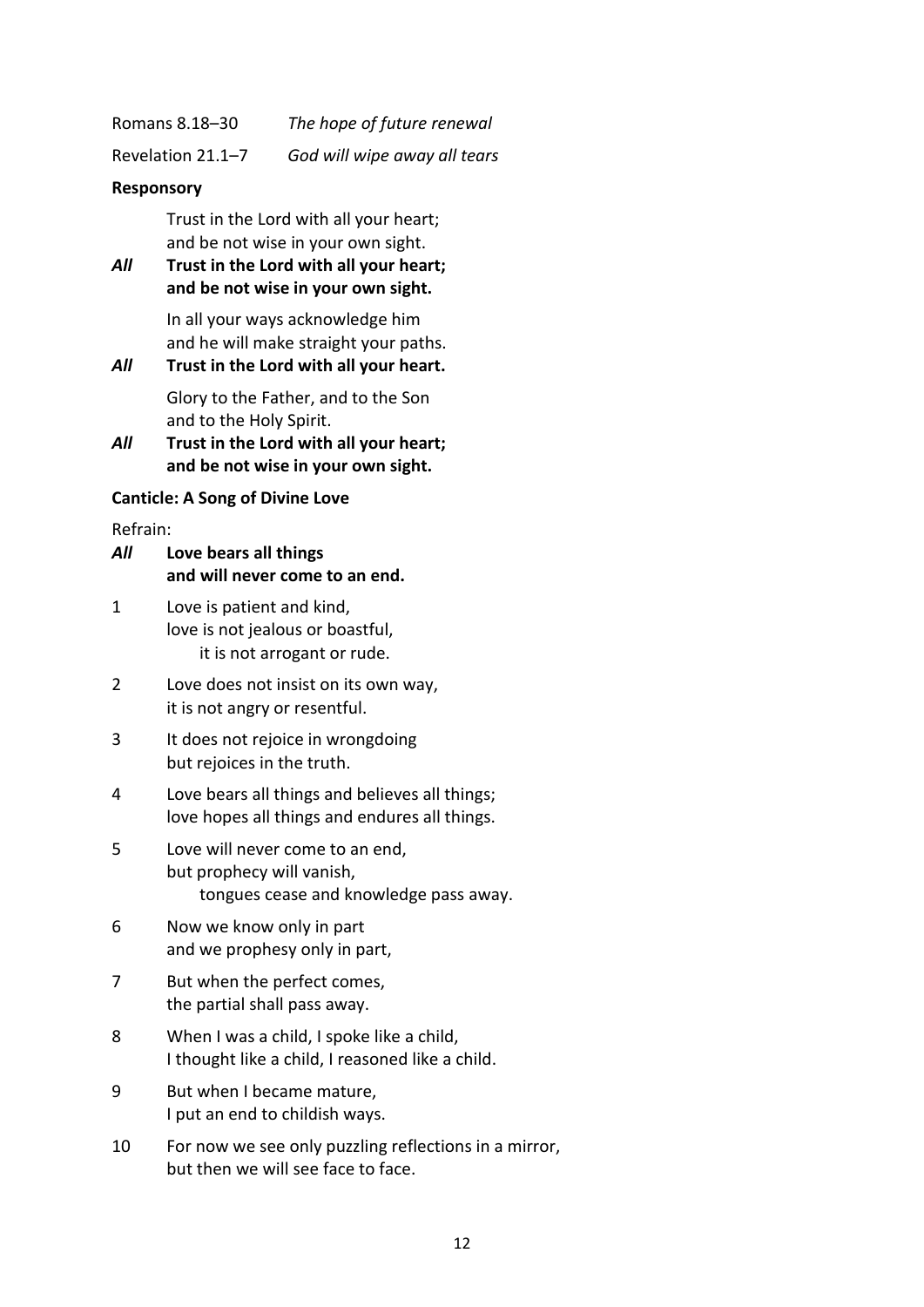Romans 8.18–30 *The hope of future renewal*

Revelation 21.1–7 *God will wipe away all tears*

**Responsory**

Trust in the Lord with all your heart;
and be not wise in your own sight.

***All*** **Trust in the Lord with all your heart;**
**and be not wise in your own sight.**

In all your ways acknowledge him
and he will make straight your paths.

***All*** **Trust in the Lord with all your heart.**

Glory to the Father, and to the Son
and to the Holy Spirit.

***All*** **Trust in the Lord with all your heart;**
**and be not wise in your own sight.**

**Canticle: A Song of Divine Love**

Refrain:

***All*** **Love bears all things**
**and will never come to an end.**

1 Love is patient and kind,
love is not jealous or boastful,
it is not arrogant or rude.

2 Love does not insist on its own way,
it is not angry or resentful.

3 It does not rejoice in wrongdoing
but rejoices in the truth.

4 Love bears all things and believes all things;
love hopes all things and endures all things.

5 Love will never come to an end,
but prophecy will vanish,
tongues cease and knowledge pass away.

6 Now we know only in part
and we prophesy only in part,

7 But when the perfect comes,
the partial shall pass away.

8 When I was a child, I spoke like a child,
I thought like a child, I reasoned like a child.

9 But when I became mature,
I put an end to childish ways.

10 For now we see only puzzling reflections in a mirror,
but then we will see face to face.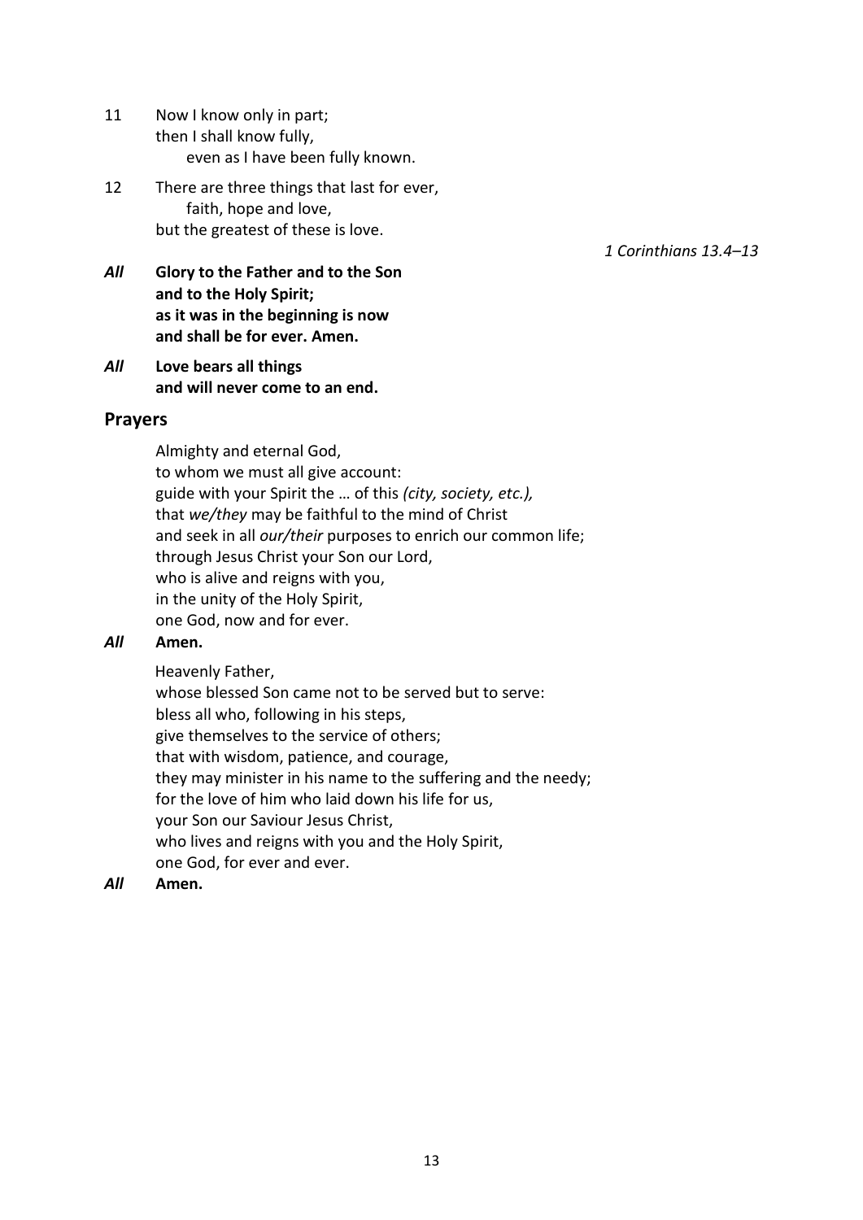11 Now I know only in part;
then I shall know fully,
    even as I have been fully known.

12 There are three things that last for ever,
    faith, hope and love,
but the greatest of these is love.

*1 Corinthians 13.4–13*

***All*** **Glory to the Father and to the Son**
**and to the Holy Spirit;**
**as it was in the beginning is now**
**and shall be for ever. Amen.**

***All*** **Love bears all things**
**and will never come to an end.**

## Prayers

Almighty and eternal God,
to whom we must all give account:
guide with your Spirit the … of this *(city, society, etc.),*
that *we/they* may be faithful to the mind of Christ
and seek in all *our/their* purposes to enrich our common life;
through Jesus Christ your Son our Lord,
who is alive and reigns with you,
in the unity of the Holy Spirit,
one God, now and for ever.

***All*** **Amen.**

Heavenly Father,
whose blessed Son came not to be served but to serve:
bless all who, following in his steps,
give themselves to the service of others;
that with wisdom, patience, and courage,
they may minister in his name to the suffering and the needy;
for the love of him who laid down his life for us,
your Son our Saviour Jesus Christ,
who lives and reigns with you and the Holy Spirit,
one God, for ever and ever.

***All*** **Amen.**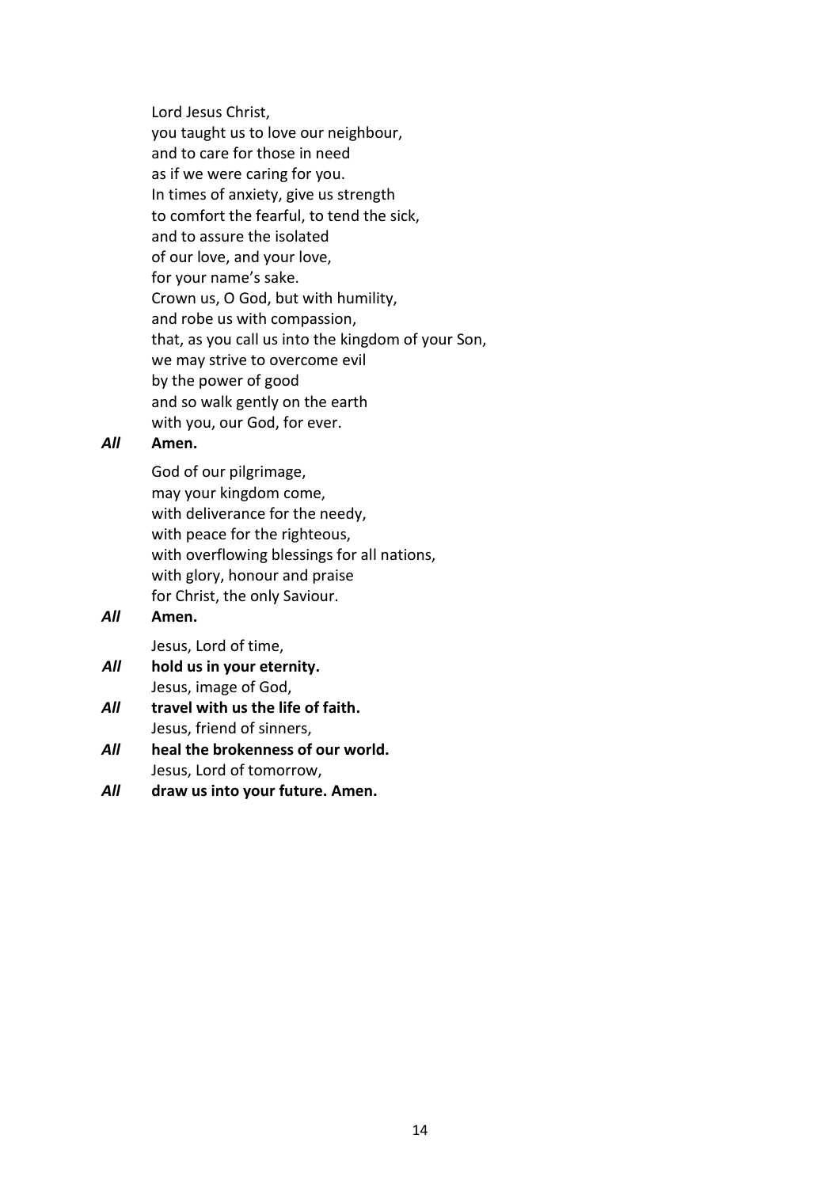Lord Jesus Christ,
you taught us to love our neighbour,
and to care for those in need
as if we were caring for you.
In times of anxiety, give us strength
to comfort the fearful, to tend the sick,
and to assure the isolated
of our love, and your love,
for your name's sake.
Crown us, O God, but with humility,
and robe us with compassion,
that, as you call us into the kingdom of your Son,
we may strive to overcome evil
by the power of good
and so walk gently on the earth
with you, our God, for ever.

***All*** **Amen.**

God of our pilgrimage,
may your kingdom come,
with deliverance for the needy,
with peace for the righteous,
with overflowing blessings for all nations,
with glory, honour and praise
for Christ, the only Saviour.

***All*** **Amen.**

Jesus, Lord of time,

***All*** **hold us in your eternity.**

Jesus, image of God,

***All*** **travel with us the life of faith.**

Jesus, friend of sinners,

***All*** **heal the brokenness of our world.**

Jesus, Lord of tomorrow,

***All*** **draw us into your future. Amen.**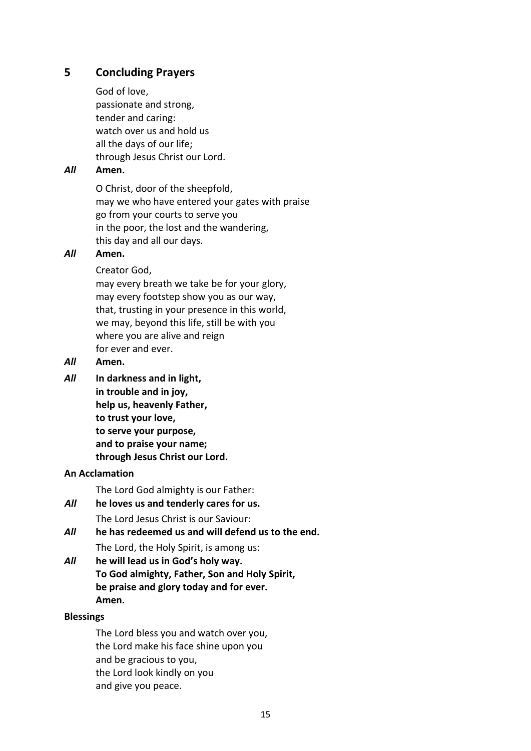## 5 Concluding Prayers

God of love,
passionate and strong,
tender and caring:
watch over us and hold us
all the days of our life;
through Jesus Christ our Lord.

***All*** **Amen.**

O Christ, door of the sheepfold,
may we who have entered your gates with praise
go from your courts to serve you
in the poor, the lost and the wandering,
this day and all our days.

***All*** **Amen.**

Creator God,
may every breath we take be for your glory,
may every footstep show you as our way,
that, trusting in your presence in this world,
we may, beyond this life, still be with you
where you are alive and reign
for ever and ever.

***All*** **Amen.**

***All*** **In darkness and in light,**
**in trouble and in joy,**
**help us, heavenly Father,**
**to trust your love,**
**to serve your purpose,**
**and to praise your name;**
**through Jesus Christ our Lord.**

**An Acclamation**

The Lord God almighty is our Father:

***All*** **he loves us and tenderly cares for us.**

The Lord Jesus Christ is our Saviour:

***All*** **he has redeemed us and will defend us to the end.**

The Lord, the Holy Spirit, is among us:

***All*** **he will lead us in God's holy way.**
**To God almighty, Father, Son and Holy Spirit,**
**be praise and glory today and for ever.**
**Amen.**

**Blessings**

The Lord bless you and watch over you,
the Lord make his face shine upon you
and be gracious to you,
the Lord look kindly on you
and give you peace.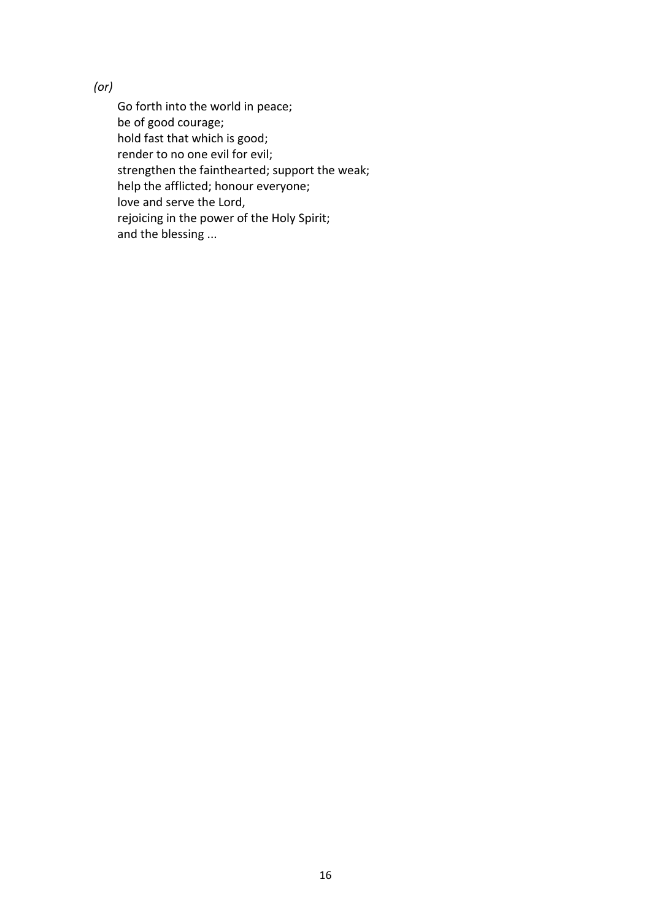*(or)*

Go forth into the world in peace;  
be of good courage;  
hold fast that which is good;  
render to no one evil for evil;  
strengthen the fainthearted; support the weak;  
help the afflicted; honour everyone;  
love and serve the Lord,  
rejoicing in the power of the Holy Spirit;  
and the blessing ...